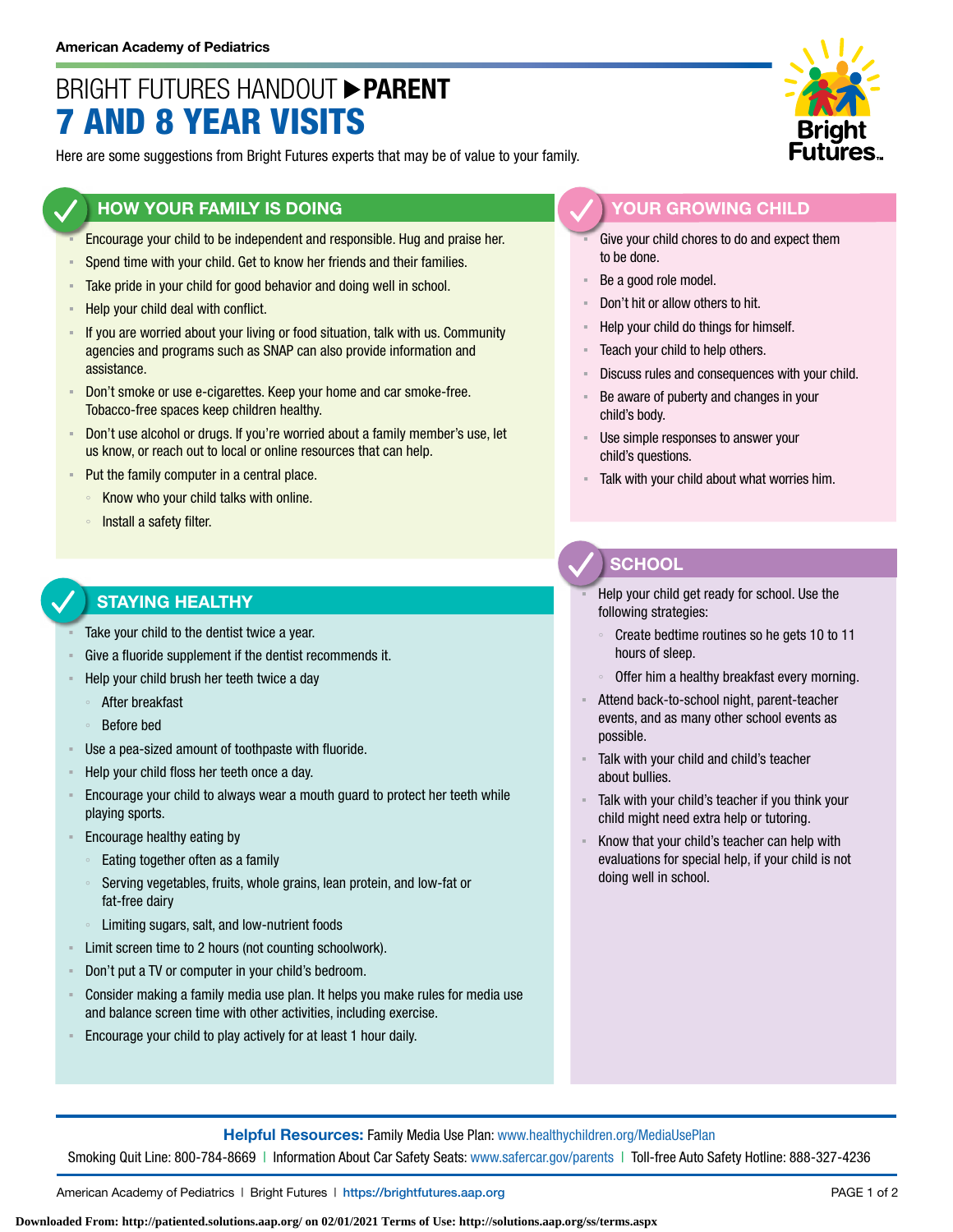American Academy of Pediatrics

# BRIGHT FUTURES HANDOUT ▶ PARENT
# 7 AND 8 YEAR VISITS

Here are some suggestions from Bright Futures experts that may be of value to your family.

## HOW YOUR FAMILY IS DOING

- Encourage your child to be independent and responsible. Hug and praise her.
- Spend time with your child. Get to know her friends and their families.
- Take pride in your child for good behavior and doing well in school.
- Help your child deal with conflict.
- If you are worried about your living or food situation, talk with us. Community agencies and programs such as SNAP can also provide information and assistance.
- Don't smoke or use e-cigarettes. Keep your home and car smoke-free. Tobacco-free spaces keep children healthy.
- Don't use alcohol or drugs. If you're worried about a family member's use, let us know, or reach out to local or online resources that can help.
- Put the family computer in a central place.
  - Know who your child talks with online.
  - Install a safety filter.

## STAYING HEALTHY

- Take your child to the dentist twice a year.
- Give a fluoride supplement if the dentist recommends it.
- Help your child brush her teeth twice a day
  - After breakfast
  - Before bed
- Use a pea-sized amount of toothpaste with fluoride.
- Help your child floss her teeth once a day.
- Encourage your child to always wear a mouth guard to protect her teeth while playing sports.
- Encourage healthy eating by
  - Eating together often as a family
  - Serving vegetables, fruits, whole grains, lean protein, and low-fat or fat-free dairy
  - Limiting sugars, salt, and low-nutrient foods
- Limit screen time to 2 hours (not counting schoolwork).
- Don't put a TV or computer in your child's bedroom.
- Consider making a family media use plan. It helps you make rules for media use and balance screen time with other activities, including exercise.
- Encourage your child to play actively for at least 1 hour daily.

## YOUR GROWING CHILD

- Give your child chores to do and expect them to be done.
- Be a good role model.
- Don't hit or allow others to hit.
- Help your child do things for himself.
- Teach your child to help others.
- Discuss rules and consequences with your child.
- Be aware of puberty and changes in your child's body.
- Use simple responses to answer your child's questions.
- Talk with your child about what worries him.

## SCHOOL

- Help your child get ready for school. Use the following strategies:
  - Create bedtime routines so he gets 10 to 11 hours of sleep.
  - Offer him a healthy breakfast every morning.
- Attend back-to-school night, parent-teacher events, and as many other school events as possible.
- Talk with your child and child's teacher about bullies.
- Talk with your child's teacher if you think your child might need extra help or tutoring.
- Know that your child's teacher can help with evaluations for special help, if your child is not doing well in school.

**Helpful Resources:** Family Media Use Plan: www.healthychildren.org/MediaUsePlan
Smoking Quit Line: 800-784-8669 | Information About Car Safety Seats: www.safercar.gov/parents | Toll-free Auto Safety Hotline: 888-327-4236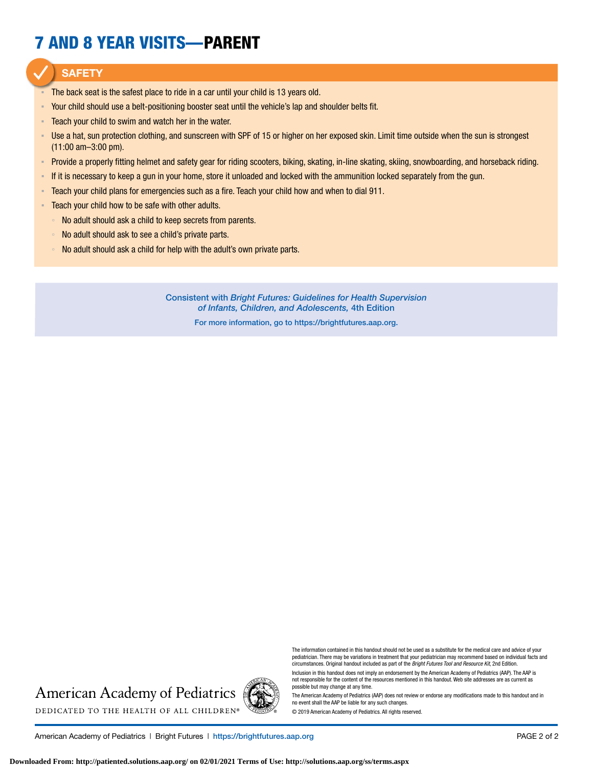# 7 AND 8 YEAR VISITS—PARENT

## SAFETY

- The back seat is the safest place to ride in a car until your child is 13 years old.
- Your child should use a belt-positioning booster seat until the vehicle's lap and shoulder belts fit.
- Teach your child to swim and watch her in the water.
- Use a hat, sun protection clothing, and sunscreen with SPF of 15 or higher on her exposed skin. Limit time outside when the sun is strongest (11:00 am–3:00 pm).
- Provide a properly fitting helmet and safety gear for riding scooters, biking, skating, in-line skating, skiing, snowboarding, and horseback riding.
- If it is necessary to keep a gun in your home, store it unloaded and locked with the ammunition locked separately from the gun.
- Teach your child plans for emergencies such as a fire. Teach your child how and when to dial 911.
- Teach your child how to be safe with other adults.
  - No adult should ask a child to keep secrets from parents.
  - No adult should ask to see a child's private parts.
  - No adult should ask a child for help with the adult's own private parts.

Consistent with *Bright Futures: Guidelines for Health Supervision of Infants, Children, and Adolescents,* 4th Edition

For more information, go to https://brightfutures.aap.org.

American Academy of Pediatrics

DEDICATED TO THE HEALTH OF ALL CHILDREN®

The information contained in this handout should not be used as a substitute for the medical care and advice of your pediatrician. There may be variations in treatment that your pediatrician may recommend based on individual facts and circumstances. Original handout included as part of the *Bright Futures Tool and Resource Kit*, 2nd Edition.

Inclusion in this handout does not imply an endorsement by the American Academy of Pediatrics (AAP). The AAP is not responsible for the content of the resources mentioned in this handout. Web site addresses are as current as possible but may change at any time.

The American Academy of Pediatrics (AAP) does not review or endorse any modifications made to this handout and in no event shall the AAP be liable for any such changes.

© 2019 American Academy of Pediatrics. All rights reserved.